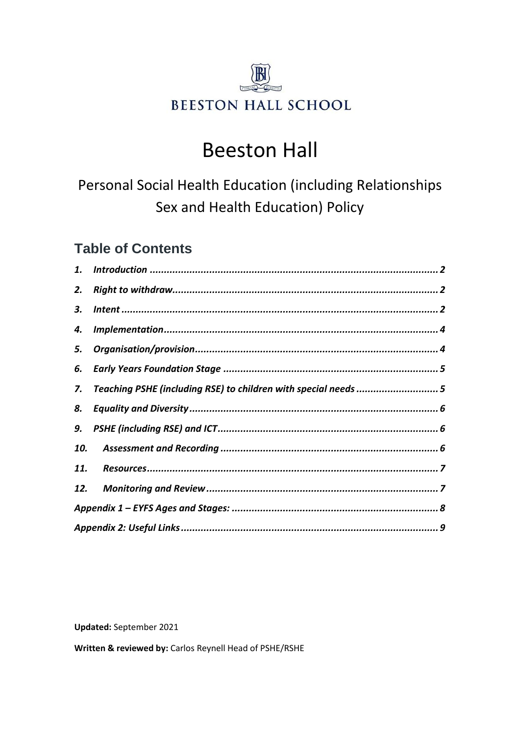BEESTON HALL SCHOOL

# Beeston Hall

## Personal Social Health Education (including Relationships Sex and Health Education) Policy

### Table of Contents

1. *Introduction* ........ 2
2. *Right to withdraw* ........ 2
3. *Intent* ........ 2
4. *Implementation* ........ 4
5. *Organisation/provision* ........ 4
6. *Early Years Foundation Stage* ........ 5
7. *Teaching PSHE (including RSE) to children with special needs* ........ 5
8. *Equality and Diversity* ........ 6
9. *PSHE (including RSE) and ICT* ........ 6
10. *Assessment and Recording* ........ 6
11. *Resources* ........ 7
12. *Monitoring and Review* ........ 7

*Appendix 1 – EYFS Ages and Stages:* ........ 8

*Appendix 2: Useful Links* ........ 9

**Updated:** September 2021

**Written & reviewed by:** Carlos Reynell Head of PSHE/RSHE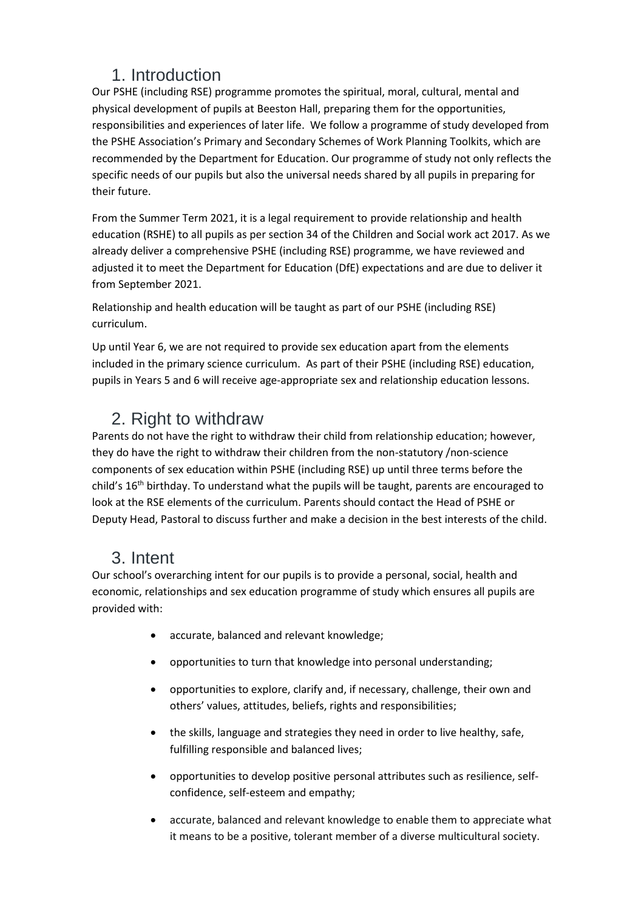## 1. Introduction

Our PSHE (including RSE) programme promotes the spiritual, moral, cultural, mental and physical development of pupils at Beeston Hall, preparing them for the opportunities, responsibilities and experiences of later life. We follow a programme of study developed from the PSHE Association's Primary and Secondary Schemes of Work Planning Toolkits, which are recommended by the Department for Education. Our programme of study not only reflects the specific needs of our pupils but also the universal needs shared by all pupils in preparing for their future.

From the Summer Term 2021, it is a legal requirement to provide relationship and health education (RSHE) to all pupils as per section 34 of the Children and Social work act 2017. As we already deliver a comprehensive PSHE (including RSE) programme, we have reviewed and adjusted it to meet the Department for Education (DfE) expectations and are due to deliver it from September 2021.

Relationship and health education will be taught as part of our PSHE (including RSE) curriculum.

Up until Year 6, we are not required to provide sex education apart from the elements included in the primary science curriculum. As part of their PSHE (including RSE) education, pupils in Years 5 and 6 will receive age-appropriate sex and relationship education lessons.

## 2. Right to withdraw

Parents do not have the right to withdraw their child from relationship education; however, they do have the right to withdraw their children from the non-statutory /non-science components of sex education within PSHE (including RSE) up until three terms before the child's 16th birthday. To understand what the pupils will be taught, parents are encouraged to look at the RSE elements of the curriculum. Parents should contact the Head of PSHE or Deputy Head, Pastoral to discuss further and make a decision in the best interests of the child.

## 3. Intent

Our school's overarching intent for our pupils is to provide a personal, social, health and economic, relationships and sex education programme of study which ensures all pupils are provided with:

- accurate, balanced and relevant knowledge;
- opportunities to turn that knowledge into personal understanding;
- opportunities to explore, clarify and, if necessary, challenge, their own and others' values, attitudes, beliefs, rights and responsibilities;
- the skills, language and strategies they need in order to live healthy, safe, fulfilling responsible and balanced lives;
- opportunities to develop positive personal attributes such as resilience, self-confidence, self-esteem and empathy;
- accurate, balanced and relevant knowledge to enable them to appreciate what it means to be a positive, tolerant member of a diverse multicultural society.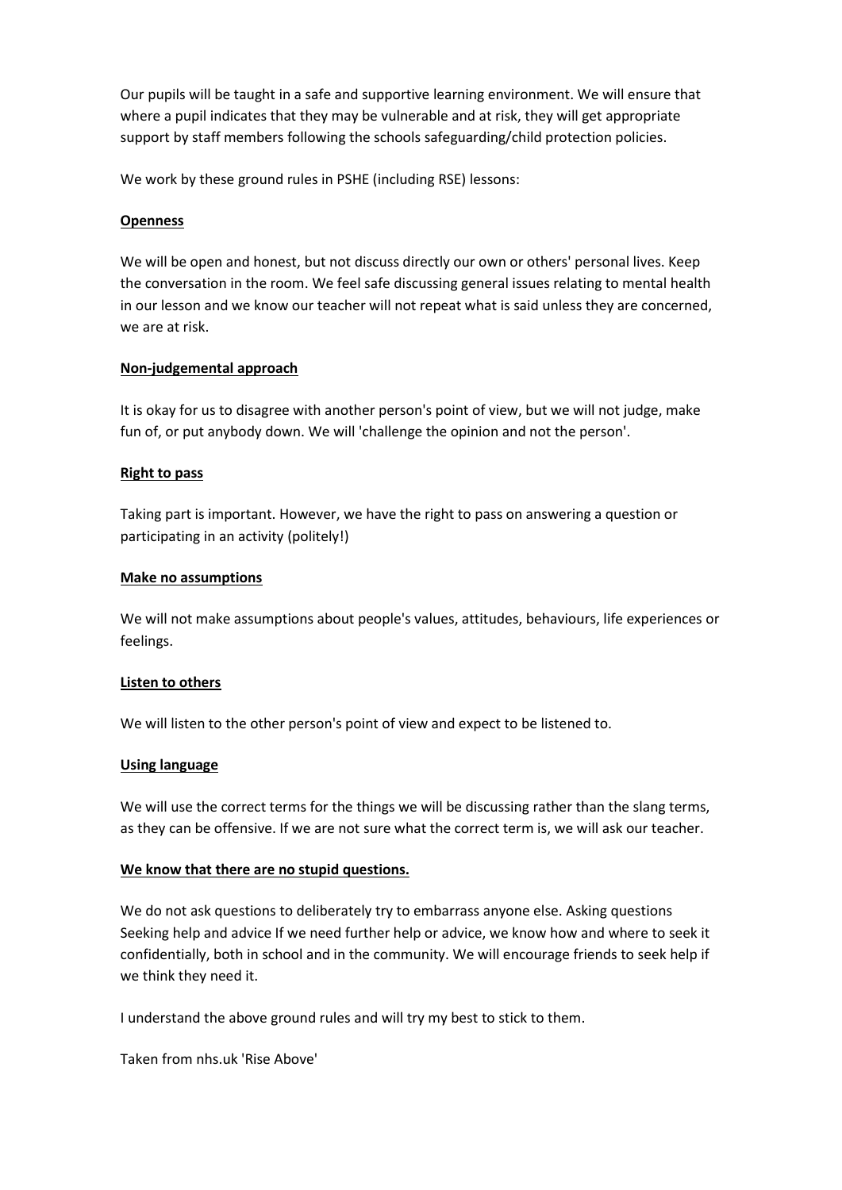Our pupils will be taught in a safe and supportive learning environment. We will ensure that where a pupil indicates that they may be vulnerable and at risk, they will get appropriate support by staff members following the schools safeguarding/child protection policies.

We work by these ground rules in PSHE (including RSE) lessons:

**Openness**

We will be open and honest, but not discuss directly our own or others' personal lives. Keep the conversation in the room. We feel safe discussing general issues relating to mental health in our lesson and we know our teacher will not repeat what is said unless they are concerned, we are at risk.

**Non-judgemental approach**

It is okay for us to disagree with another person's point of view, but we will not judge, make fun of, or put anybody down. We will 'challenge the opinion and not the person'.

**Right to pass**

Taking part is important. However, we have the right to pass on answering a question or participating in an activity (politely!)

**Make no assumptions**

We will not make assumptions about people's values, attitudes, behaviours, life experiences or feelings.

**Listen to others**

We will listen to the other person's point of view and expect to be listened to.

**Using language**

We will use the correct terms for the things we will be discussing rather than the slang terms, as they can be offensive. If we are not sure what the correct term is, we will ask our teacher.

**We know that there are no stupid questions.**

We do not ask questions to deliberately try to embarrass anyone else. Asking questions Seeking help and advice If we need further help or advice, we know how and where to seek it confidentially, both in school and in the community. We will encourage friends to seek help if we think they need it.

I understand the above ground rules and will try my best to stick to them.

Taken from nhs.uk 'Rise Above'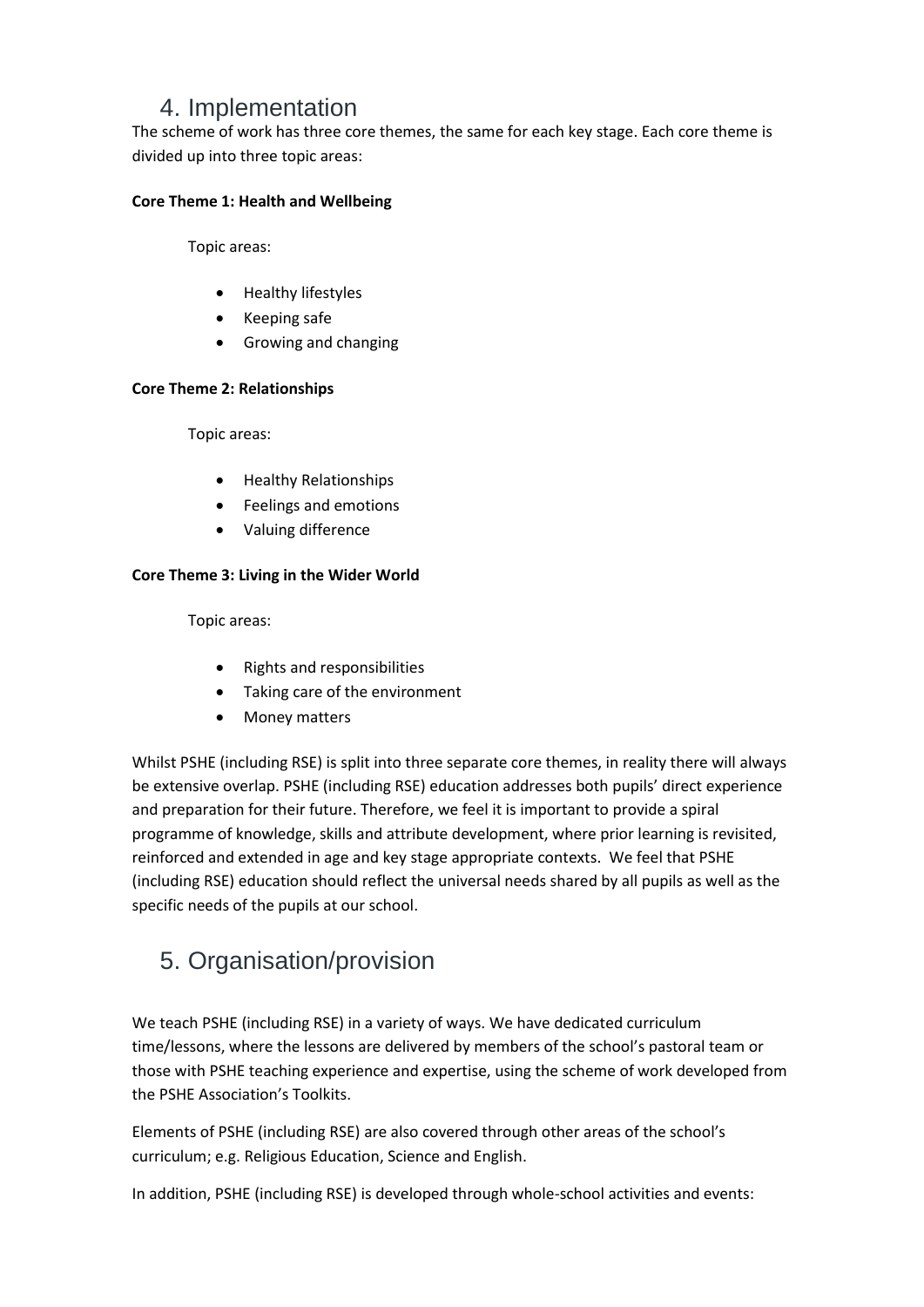## 4. Implementation

The scheme of work has three core themes, the same for each key stage. Each core theme is divided up into three topic areas:

**Core Theme 1: Health and Wellbeing**

Topic areas:

- Healthy lifestyles
- Keeping safe
- Growing and changing

**Core Theme 2: Relationships**

Topic areas:

- Healthy Relationships
- Feelings and emotions
- Valuing difference

**Core Theme 3: Living in the Wider World**

Topic areas:

- Rights and responsibilities
- Taking care of the environment
- Money matters

Whilst PSHE (including RSE) is split into three separate core themes, in reality there will always be extensive overlap. PSHE (including RSE) education addresses both pupils' direct experience and preparation for their future. Therefore, we feel it is important to provide a spiral programme of knowledge, skills and attribute development, where prior learning is revisited, reinforced and extended in age and key stage appropriate contexts. We feel that PSHE (including RSE) education should reflect the universal needs shared by all pupils as well as the specific needs of the pupils at our school.

## 5. Organisation/provision

We teach PSHE (including RSE) in a variety of ways. We have dedicated curriculum time/lessons, where the lessons are delivered by members of the school's pastoral team or those with PSHE teaching experience and expertise, using the scheme of work developed from the PSHE Association's Toolkits.

Elements of PSHE (including RSE) are also covered through other areas of the school's curriculum; e.g. Religious Education, Science and English.

In addition, PSHE (including RSE) is developed through whole-school activities and events: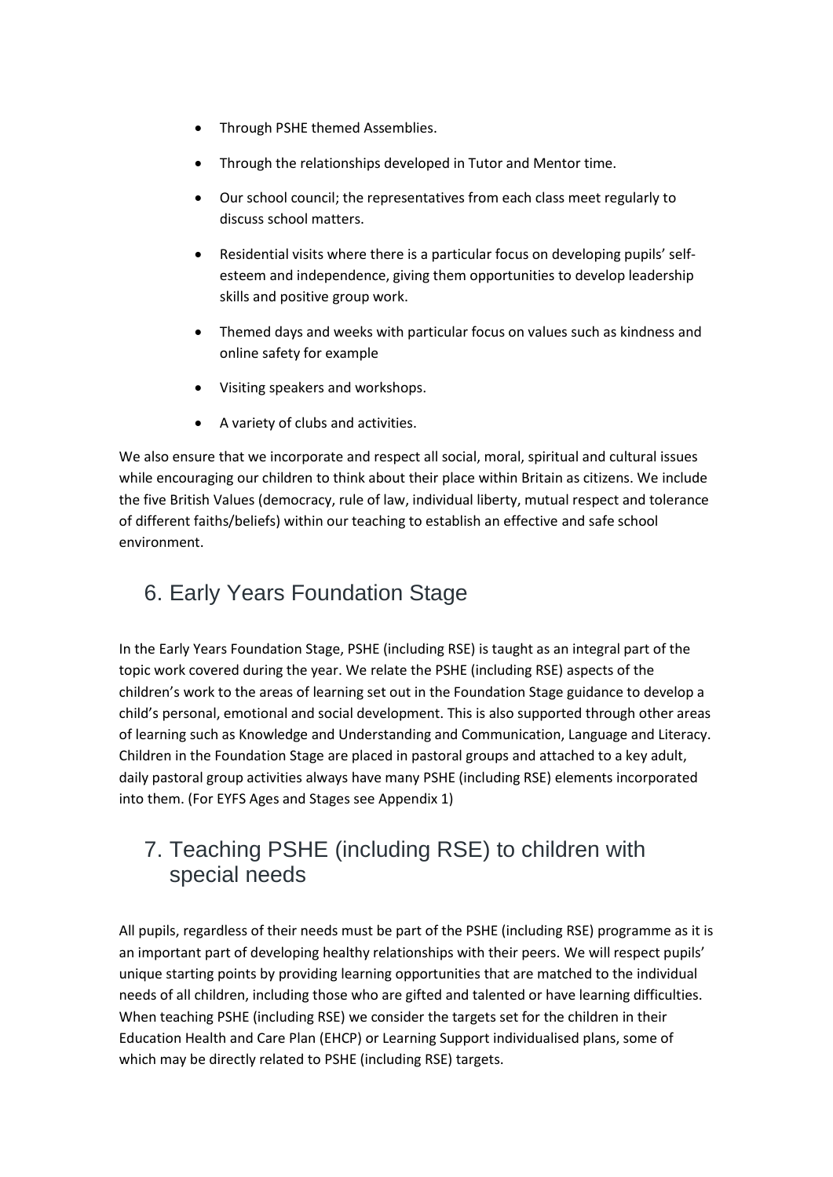- Through PSHE themed Assemblies.
- Through the relationships developed in Tutor and Mentor time.
- Our school council; the representatives from each class meet regularly to discuss school matters.
- Residential visits where there is a particular focus on developing pupils' self-esteem and independence, giving them opportunities to develop leadership skills and positive group work.
- Themed days and weeks with particular focus on values such as kindness and online safety for example
- Visiting speakers and workshops.
- A variety of clubs and activities.

We also ensure that we incorporate and respect all social, moral, spiritual and cultural issues while encouraging our children to think about their place within Britain as citizens. We include the five British Values (democracy, rule of law, individual liberty, mutual respect and tolerance of different faiths/beliefs) within our teaching to establish an effective and safe school environment.

## 6. Early Years Foundation Stage

In the Early Years Foundation Stage, PSHE (including RSE) is taught as an integral part of the topic work covered during the year. We relate the PSHE (including RSE) aspects of the children's work to the areas of learning set out in the Foundation Stage guidance to develop a child's personal, emotional and social development. This is also supported through other areas of learning such as Knowledge and Understanding and Communication, Language and Literacy. Children in the Foundation Stage are placed in pastoral groups and attached to a key adult, daily pastoral group activities always have many PSHE (including RSE) elements incorporated into them. (For EYFS Ages and Stages see Appendix 1)

## 7. Teaching PSHE (including RSE) to children with special needs

All pupils, regardless of their needs must be part of the PSHE (including RSE) programme as it is an important part of developing healthy relationships with their peers. We will respect pupils' unique starting points by providing learning opportunities that are matched to the individual needs of all children, including those who are gifted and talented or have learning difficulties. When teaching PSHE (including RSE) we consider the targets set for the children in their Education Health and Care Plan (EHCP) or Learning Support individualised plans, some of which may be directly related to PSHE (including RSE) targets.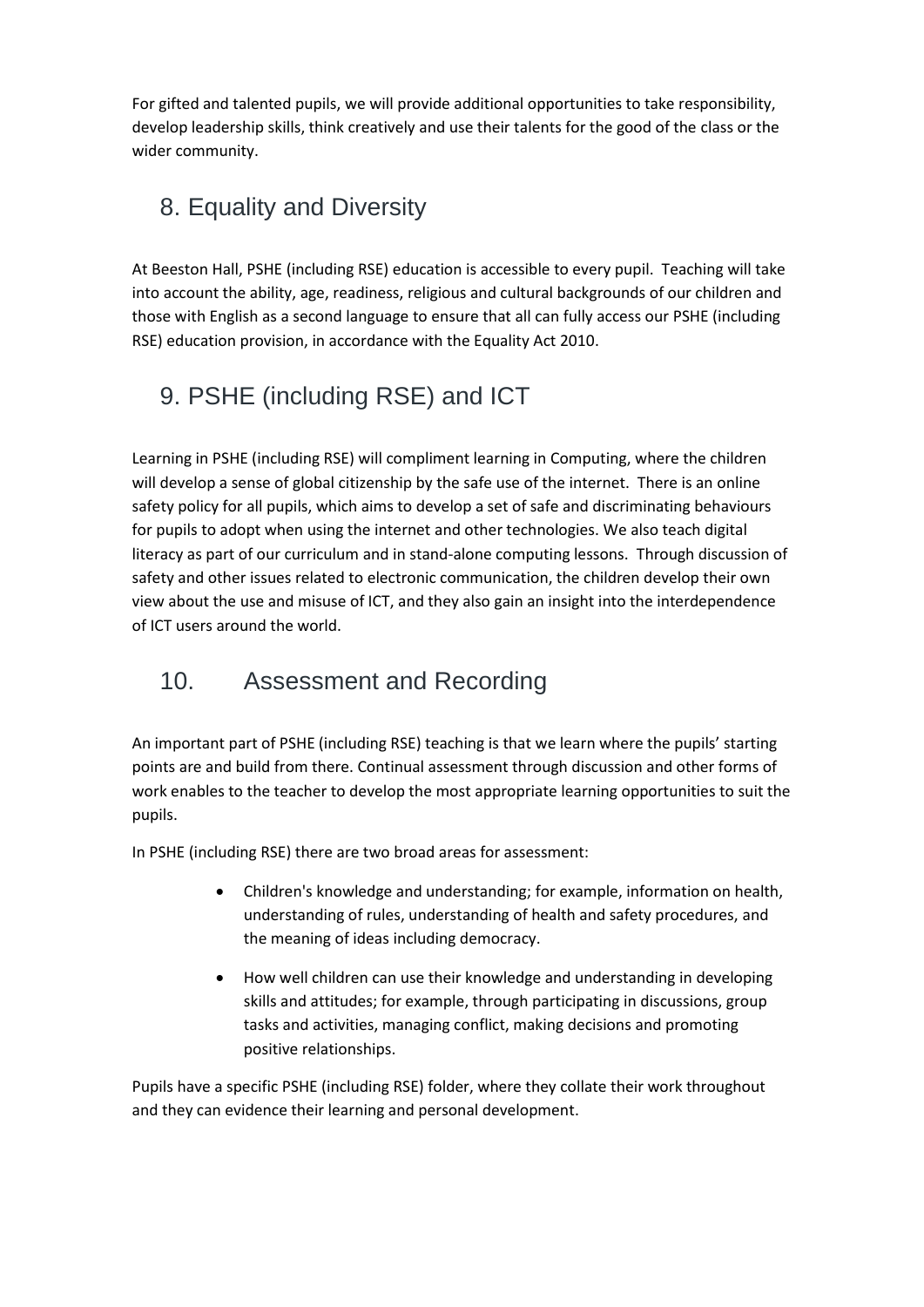For gifted and talented pupils, we will provide additional opportunities to take responsibility, develop leadership skills, think creatively and use their talents for the good of the class or the wider community.

## 8. Equality and Diversity

At Beeston Hall, PSHE (including RSE) education is accessible to every pupil. Teaching will take into account the ability, age, readiness, religious and cultural backgrounds of our children and those with English as a second language to ensure that all can fully access our PSHE (including RSE) education provision, in accordance with the Equality Act 2010.

## 9. PSHE (including RSE) and ICT

Learning in PSHE (including RSE) will compliment learning in Computing, where the children will develop a sense of global citizenship by the safe use of the internet. There is an online safety policy for all pupils, which aims to develop a set of safe and discriminating behaviours for pupils to adopt when using the internet and other technologies. We also teach digital literacy as part of our curriculum and in stand-alone computing lessons. Through discussion of safety and other issues related to electronic communication, the children develop their own view about the use and misuse of ICT, and they also gain an insight into the interdependence of ICT users around the world.

## 10. Assessment and Recording

An important part of PSHE (including RSE) teaching is that we learn where the pupils' starting points are and build from there. Continual assessment through discussion and other forms of work enables to the teacher to develop the most appropriate learning opportunities to suit the pupils.

In PSHE (including RSE) there are two broad areas for assessment:

- Children's knowledge and understanding; for example, information on health, understanding of rules, understanding of health and safety procedures, and the meaning of ideas including democracy.
- How well children can use their knowledge and understanding in developing skills and attitudes; for example, through participating in discussions, group tasks and activities, managing conflict, making decisions and promoting positive relationships.

Pupils have a specific PSHE (including RSE) folder, where they collate their work throughout and they can evidence their learning and personal development.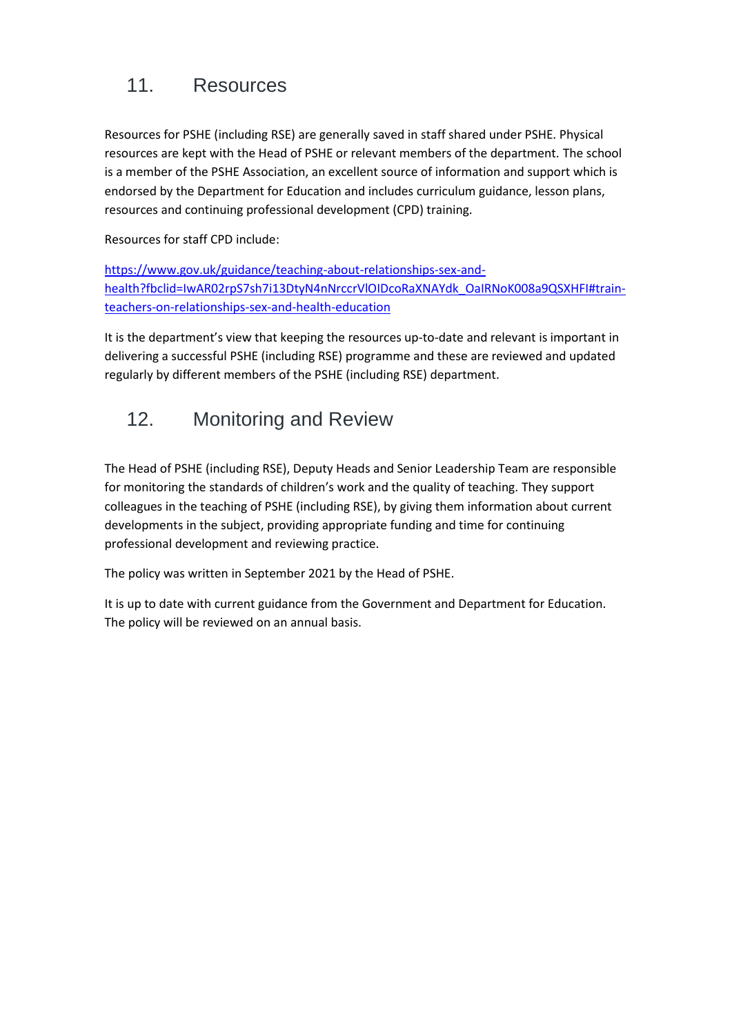## 11. Resources

Resources for PSHE (including RSE) are generally saved in staff shared under PSHE. Physical resources are kept with the Head of PSHE or relevant members of the department. The school is a member of the PSHE Association, an excellent source of information and support which is endorsed by the Department for Education and includes curriculum guidance, lesson plans, resources and continuing professional development (CPD) training.

Resources for staff CPD include:

[https://www.gov.uk/guidance/teaching-about-relationships-sex-and-health?fbclid=IwAR02rpS7sh7i13DtyN4nNrccrVlOIDcoRaXNAYdk_OaIRNoK008a9QSXHFI#train-teachers-on-relationships-sex-and-health-education](https://www.gov.uk/guidance/teaching-about-relationships-sex-and-health?fbclid=IwAR02rpS7sh7i13DtyN4nNrccrVlOIDcoRaXNAYdk_OaIRNoK008a9QSXHFI#train-teachers-on-relationships-sex-and-health-education)

It is the department's view that keeping the resources up-to-date and relevant is important in delivering a successful PSHE (including RSE) programme and these are reviewed and updated regularly by different members of the PSHE (including RSE) department.

## 12. Monitoring and Review

The Head of PSHE (including RSE), Deputy Heads and Senior Leadership Team are responsible for monitoring the standards of children's work and the quality of teaching. They support colleagues in the teaching of PSHE (including RSE), by giving them information about current developments in the subject, providing appropriate funding and time for continuing professional development and reviewing practice.

The policy was written in September 2021 by the Head of PSHE.

It is up to date with current guidance from the Government and Department for Education. The policy will be reviewed on an annual basis.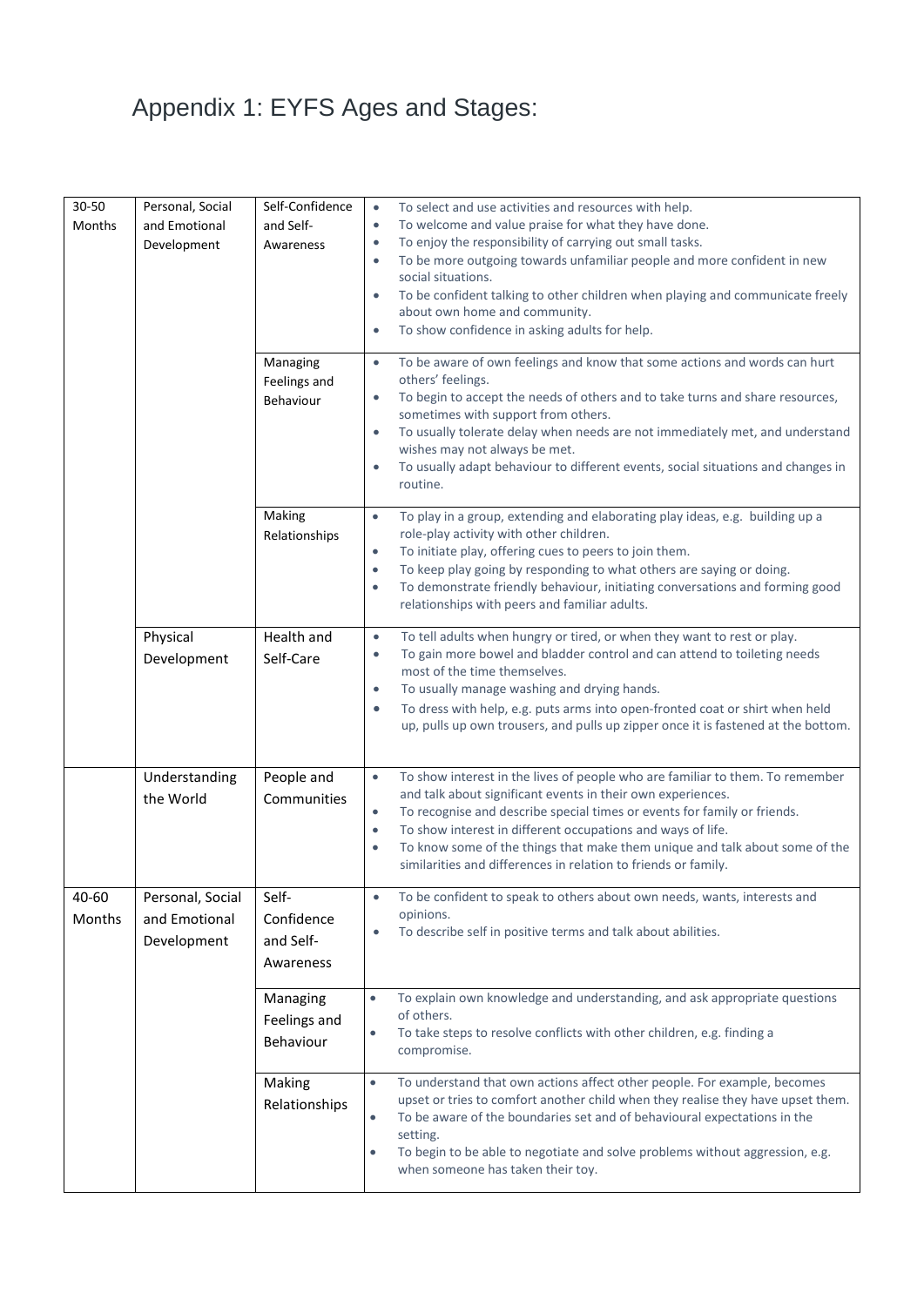# Appendix 1: EYFS Ages and Stages:

| | | | |
|---|---|---|---|
| 30-50 Months | Personal, Social and Emotional Development | Self-Confidence and Self-Awareness | • To select and use activities and resources with help.<br>• To welcome and value praise for what they have done.<br>• To enjoy the responsibility of carrying out small tasks.<br>• To be more outgoing towards unfamiliar people and more confident in new social situations.<br>• To be confident talking to other children when playing and communicate freely about own home and community.<br>• To show confidence in asking adults for help. |
| | | Managing Feelings and Behaviour | • To be aware of own feelings and know that some actions and words can hurt others' feelings.<br>• To begin to accept the needs of others and to take turns and share resources, sometimes with support from others.<br>• To usually tolerate delay when needs are not immediately met, and understand wishes may not always be met.<br>• To usually adapt behaviour to different events, social situations and changes in routine. |
| | | Making Relationships | • To play in a group, extending and elaborating play ideas, e.g. building up a role-play activity with other children.<br>• To initiate play, offering cues to peers to join them.<br>• To keep play going by responding to what others are saying or doing.<br>• To demonstrate friendly behaviour, initiating conversations and forming good relationships with peers and familiar adults. |
| | Physical Development | Health and Self-Care | • To tell adults when hungry or tired, or when they want to rest or play.<br>• To gain more bowel and bladder control and can attend to toileting needs most of the time themselves.<br>• To usually manage washing and drying hands.<br>• To dress with help, e.g. puts arms into open-fronted coat or shirt when held up, pulls up own trousers, and pulls up zipper once it is fastened at the bottom. |
| | Understanding the World | People and Communities | • To show interest in the lives of people who are familiar to them. To remember and talk about significant events in their own experiences.<br>• To recognise and describe special times or events for family or friends.<br>• To show interest in different occupations and ways of life.<br>• To know some of the things that make them unique and talk about some of the similarities and differences in relation to friends or family. |
| 40-60 Months | Personal, Social and Emotional Development | Self-Confidence and Self-Awareness | • To be confident to speak to others about own needs, wants, interests and opinions.<br>• To describe self in positive terms and talk about abilities. |
| | | Managing Feelings and Behaviour | • To explain own knowledge and understanding, and ask appropriate questions of others.<br>• To take steps to resolve conflicts with other children, e.g. finding a compromise. |
| | | Making Relationships | • To understand that own actions affect other people. For example, becomes upset or tries to comfort another child when they realise they have upset them.<br>• To be aware of the boundaries set and of behavioural expectations in the setting.<br>• To begin to be able to negotiate and solve problems without aggression, e.g. when someone has taken their toy. |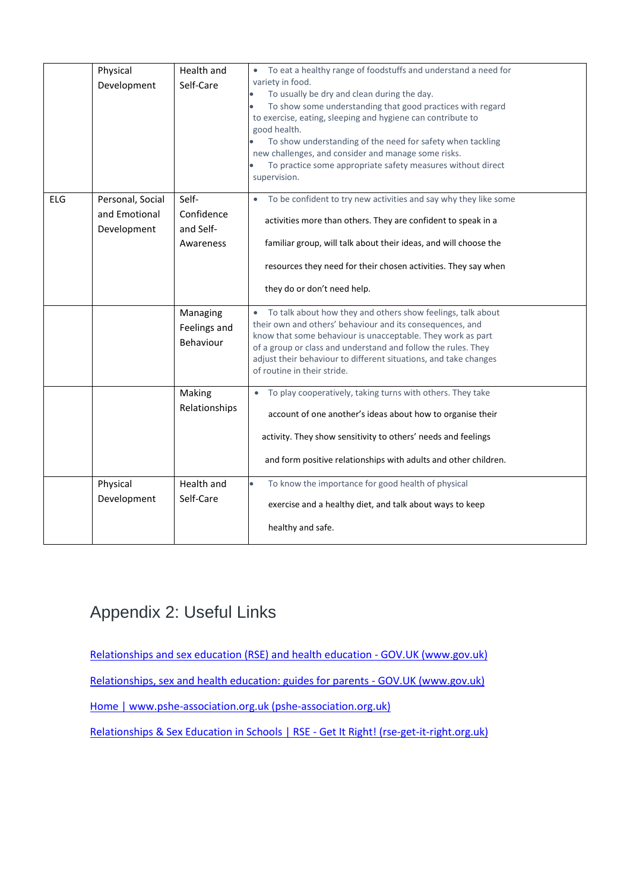| | | | |
|---|---|---|---|
| | Physical Development | Health and Self-Care | • To eat a healthy range of foodstuffs and understand a need for variety in food.<br>• To usually be dry and clean during the day.<br>• To show some understanding that good practices with regard to exercise, eating, sleeping and hygiene can contribute to good health.<br>• To show understanding of the need for safety when tackling new challenges, and consider and manage some risks.<br>• To practice some appropriate safety measures without direct supervision. |
| ELG | Personal, Social and Emotional Development | Self-Confidence and Self-Awareness | • To be confident to try new activities and say why they like some activities more than others. They are confident to speak in a familiar group, will talk about their ideas, and will choose the resources they need for their chosen activities. They say when they do or don't need help. |
| | | Managing Feelings and Behaviour | • To talk about how they and others show feelings, talk about their own and others' behaviour and its consequences, and know that some behaviour is unacceptable. They work as part of a group or class and understand and follow the rules. They adjust their behaviour to different situations, and take changes of routine in their stride. |
| | | Making Relationships | • To play cooperatively, taking turns with others. They take account of one another's ideas about how to organise their activity. They show sensitivity to others' needs and feelings and form positive relationships with adults and other children. |
| | Physical Development | Health and Self-Care | • To know the importance for good health of physical exercise and a healthy diet, and talk about ways to keep healthy and safe. |

# Appendix 2: Useful Links

Relationships and sex education (RSE) and health education - GOV.UK (www.gov.uk)

Relationships, sex and health education: guides for parents - GOV.UK (www.gov.uk)

Home | www.pshe-association.org.uk (pshe-association.org.uk)

Relationships & Sex Education in Schools | RSE - Get It Right! (rse-get-it-right.org.uk)